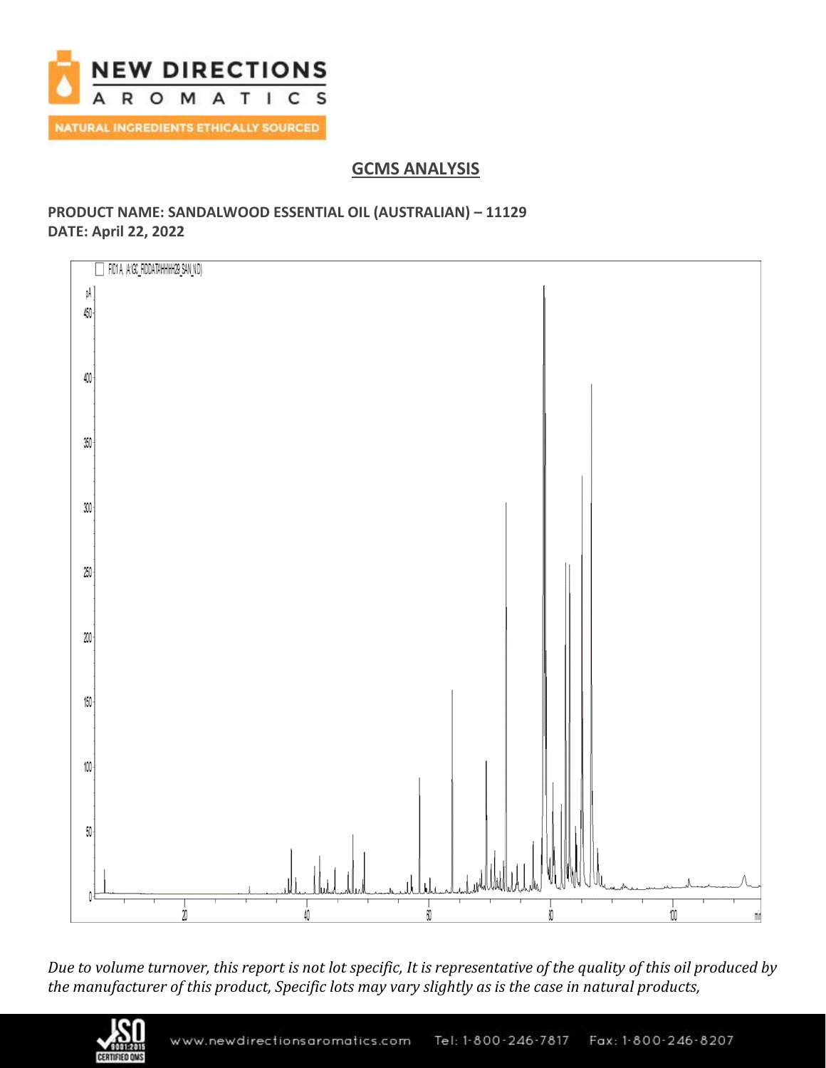## GCMS ANALYSIS

**PRODUCT NAME: SANDALWOOD ESSENTIAL OIL (AUSTRALIAN) – 11129**
**DATE: April 22, 2022**

*Due to volume turnover, this report is not lot specific, It is representative of the quality of this oil produced by the manufacturer of this product, Specific lots may vary slightly as is the case in natural products,*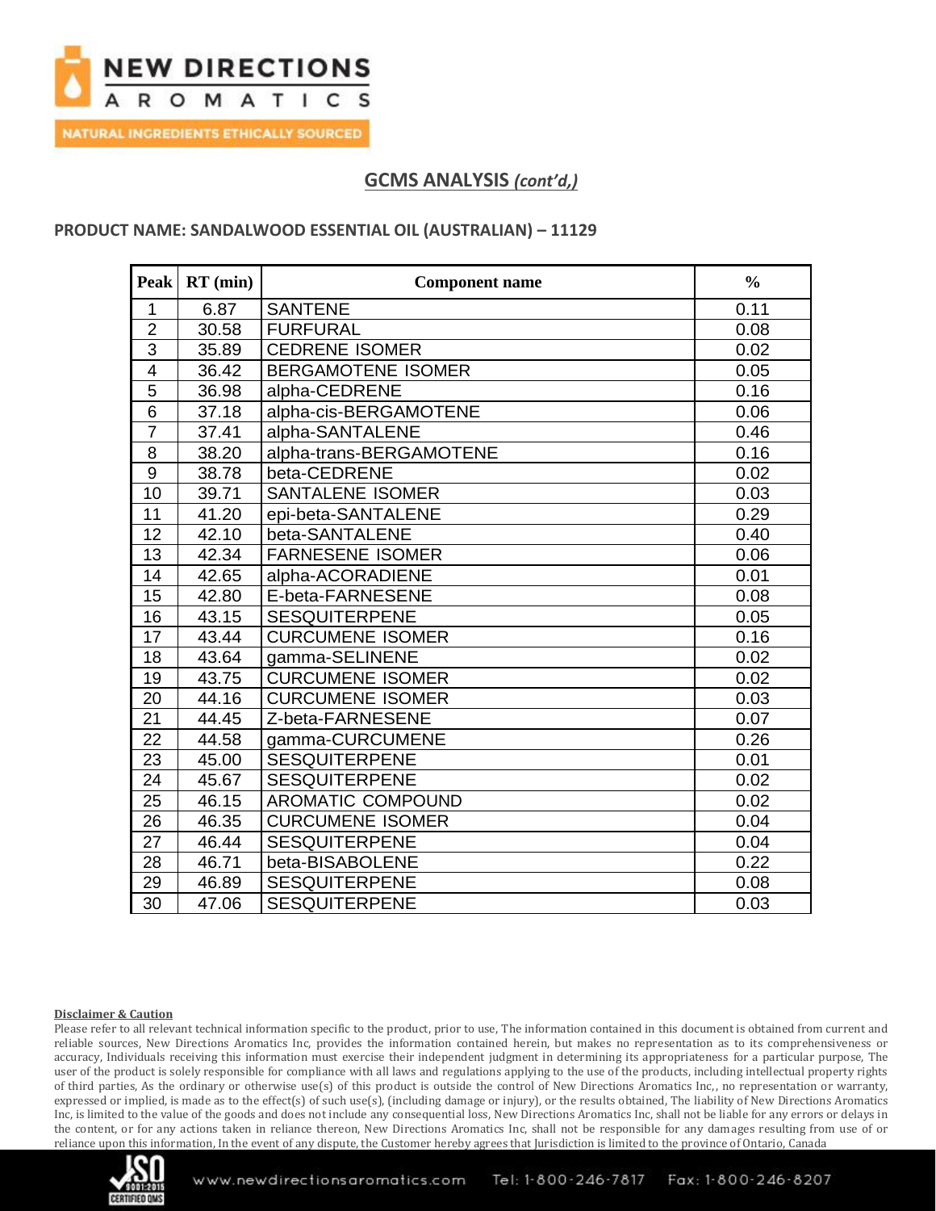## GCMS ANALYSIS *(cont'd,)*

**PRODUCT NAME: SANDALWOOD ESSENTIAL OIL (AUSTRALIAN) – 11129**

| Peak | RT (min) | Component name | % |
|---|---|---|---|
| 1 | 6.87 | SANTENE | 0.11 |
| 2 | 30.58 | FURFURAL | 0.08 |
| 3 | 35.89 | CEDRENE ISOMER | 0.02 |
| 4 | 36.42 | BERGAMOTENE ISOMER | 0.05 |
| 5 | 36.98 | alpha-CEDRENE | 0.16 |
| 6 | 37.18 | alpha-cis-BERGAMOTENE | 0.06 |
| 7 | 37.41 | alpha-SANTALENE | 0.46 |
| 8 | 38.20 | alpha-trans-BERGAMOTENE | 0.16 |
| 9 | 38.78 | beta-CEDRENE | 0.02 |
| 10 | 39.71 | SANTALENE ISOMER | 0.03 |
| 11 | 41.20 | epi-beta-SANTALENE | 0.29 |
| 12 | 42.10 | beta-SANTALENE | 0.40 |
| 13 | 42.34 | FARNESENE ISOMER | 0.06 |
| 14 | 42.65 | alpha-ACORADIENE | 0.01 |
| 15 | 42.80 | E-beta-FARNESENE | 0.08 |
| 16 | 43.15 | SESQUITERPENE | 0.05 |
| 17 | 43.44 | CURCUMENE ISOMER | 0.16 |
| 18 | 43.64 | gamma-SELINENE | 0.02 |
| 19 | 43.75 | CURCUMENE ISOMER | 0.02 |
| 20 | 44.16 | CURCUMENE ISOMER | 0.03 |
| 21 | 44.45 | Z-beta-FARNESENE | 0.07 |
| 22 | 44.58 | gamma-CURCUMENE | 0.26 |
| 23 | 45.00 | SESQUITERPENE | 0.01 |
| 24 | 45.67 | SESQUITERPENE | 0.02 |
| 25 | 46.15 | AROMATIC COMPOUND | 0.02 |
| 26 | 46.35 | CURCUMENE ISOMER | 0.04 |
| 27 | 46.44 | SESQUITERPENE | 0.04 |
| 28 | 46.71 | beta-BISABOLENE | 0.22 |
| 29 | 46.89 | SESQUITERPENE | 0.08 |
| 30 | 47.06 | SESQUITERPENE | 0.03 |

**Disclaimer & Caution**

Please refer to all relevant technical information specific to the product, prior to use, The information contained in this document is obtained from current and reliable sources, New Directions Aromatics Inc, provides the information contained herein, but makes no representation as to its comprehensiveness or accuracy, Individuals receiving this information must exercise their independent judgment in determining its appropriateness for a particular purpose, The user of the product is solely responsible for compliance with all laws and regulations applying to the use of the products, including intellectual property rights of third parties, As the ordinary or otherwise use(s) of this product is outside the control of New Directions Aromatics Inc,, no representation or warranty, expressed or implied, is made as to the effect(s) of such use(s), (including damage or injury), or the results obtained, The liability of New Directions Aromatics Inc, is limited to the value of the goods and does not include any consequential loss, New Directions Aromatics Inc, shall not be liable for any errors or delays in the content, or for any actions taken in reliance thereon, New Directions Aromatics Inc, shall not be responsible for any damages resulting from use of or reliance upon this information, In the event of any dispute, the Customer hereby agrees that Jurisdiction is limited to the province of Ontario, Canada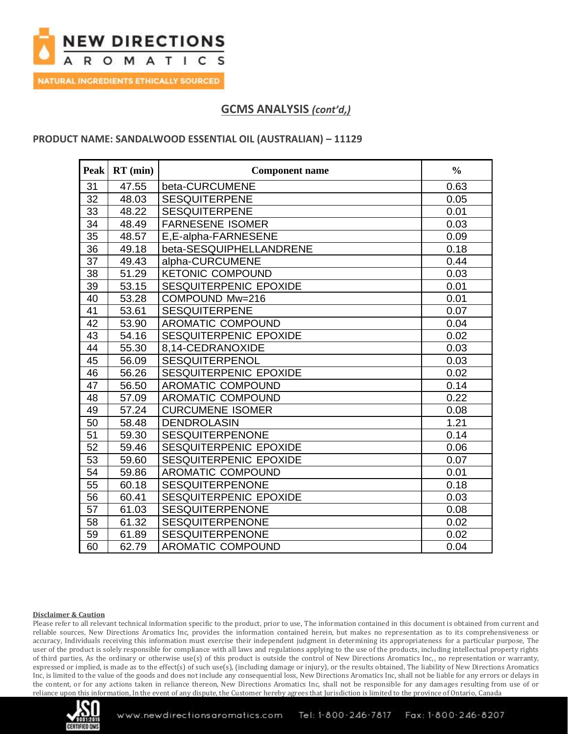## GCMS ANALYSIS *(cont'd,)*

**PRODUCT NAME: SANDALWOOD ESSENTIAL OIL (AUSTRALIAN) – 11129**

| Peak | RT (min) | Component name | % |
|---|---|---|---|
| 31 | 47.55 | beta-CURCUMENE | 0.63 |
| 32 | 48.03 | SESQUITERPENE | 0.05 |
| 33 | 48.22 | SESQUITERPENE | 0.01 |
| 34 | 48.49 | FARNESENE ISOMER | 0.03 |
| 35 | 48.57 | E,E-alpha-FARNESENE | 0.09 |
| 36 | 49.18 | beta-SESQUIPHELLANDRENE | 0.18 |
| 37 | 49.43 | alpha-CURCUMENE | 0.44 |
| 38 | 51.29 | KETONIC COMPOUND | 0.03 |
| 39 | 53.15 | SESQUITERPENIC EPOXIDE | 0.01 |
| 40 | 53.28 | COMPOUND Mw=216 | 0.01 |
| 41 | 53.61 | SESQUITERPENE | 0.07 |
| 42 | 53.90 | AROMATIC COMPOUND | 0.04 |
| 43 | 54.16 | SESQUITERPENIC EPOXIDE | 0.02 |
| 44 | 55.30 | 8,14-CEDRANOXIDE | 0.03 |
| 45 | 56.09 | SESQUITERPENOL | 0.03 |
| 46 | 56.26 | SESQUITERPENIC EPOXIDE | 0.02 |
| 47 | 56.50 | AROMATIC COMPOUND | 0.14 |
| 48 | 57.09 | AROMATIC COMPOUND | 0.22 |
| 49 | 57.24 | CURCUMENE ISOMER | 0.08 |
| 50 | 58.48 | DENDROLASIN | 1.21 |
| 51 | 59.30 | SESQUITERPENONE | 0.14 |
| 52 | 59.46 | SESQUITERPENIC EPOXIDE | 0.06 |
| 53 | 59.60 | SESQUITERPENIC EPOXIDE | 0.07 |
| 54 | 59.86 | AROMATIC COMPOUND | 0.01 |
| 55 | 60.18 | SESQUITERPENONE | 0.18 |
| 56 | 60.41 | SESQUITERPENIC EPOXIDE | 0.03 |
| 57 | 61.03 | SESQUITERPENONE | 0.08 |
| 58 | 61.32 | SESQUITERPENONE | 0.02 |
| 59 | 61.89 | SESQUITERPENONE | 0.02 |
| 60 | 62.79 | AROMATIC COMPOUND | 0.04 |

**Disclaimer & Caution**

Please refer to all relevant technical information specific to the product, prior to use, The information contained in this document is obtained from current and reliable sources, New Directions Aromatics Inc, provides the information contained herein, but makes no representation as to its comprehensiveness or accuracy, Individuals receiving this information must exercise their independent judgment in determining its appropriateness for a particular purpose, The user of the product is solely responsible for compliance with all laws and regulations applying to the use of the products, including intellectual property rights of third parties, As the ordinary or otherwise use(s) of this product is outside the control of New Directions Aromatics Inc,, no representation or warranty, expressed or implied, is made as to the effect(s) of such use(s), (including damage or injury), or the results obtained, The liability of New Directions Aromatics Inc, is limited to the value of the goods and does not include any consequential loss, New Directions Aromatics Inc, shall not be liable for any errors or delays in the content, or for any actions taken in reliance thereon, New Directions Aromatics Inc, shall not be responsible for any damages resulting from use of or reliance upon this information, In the event of any dispute, the Customer hereby agrees that Jurisdiction is limited to the province of Ontario, Canada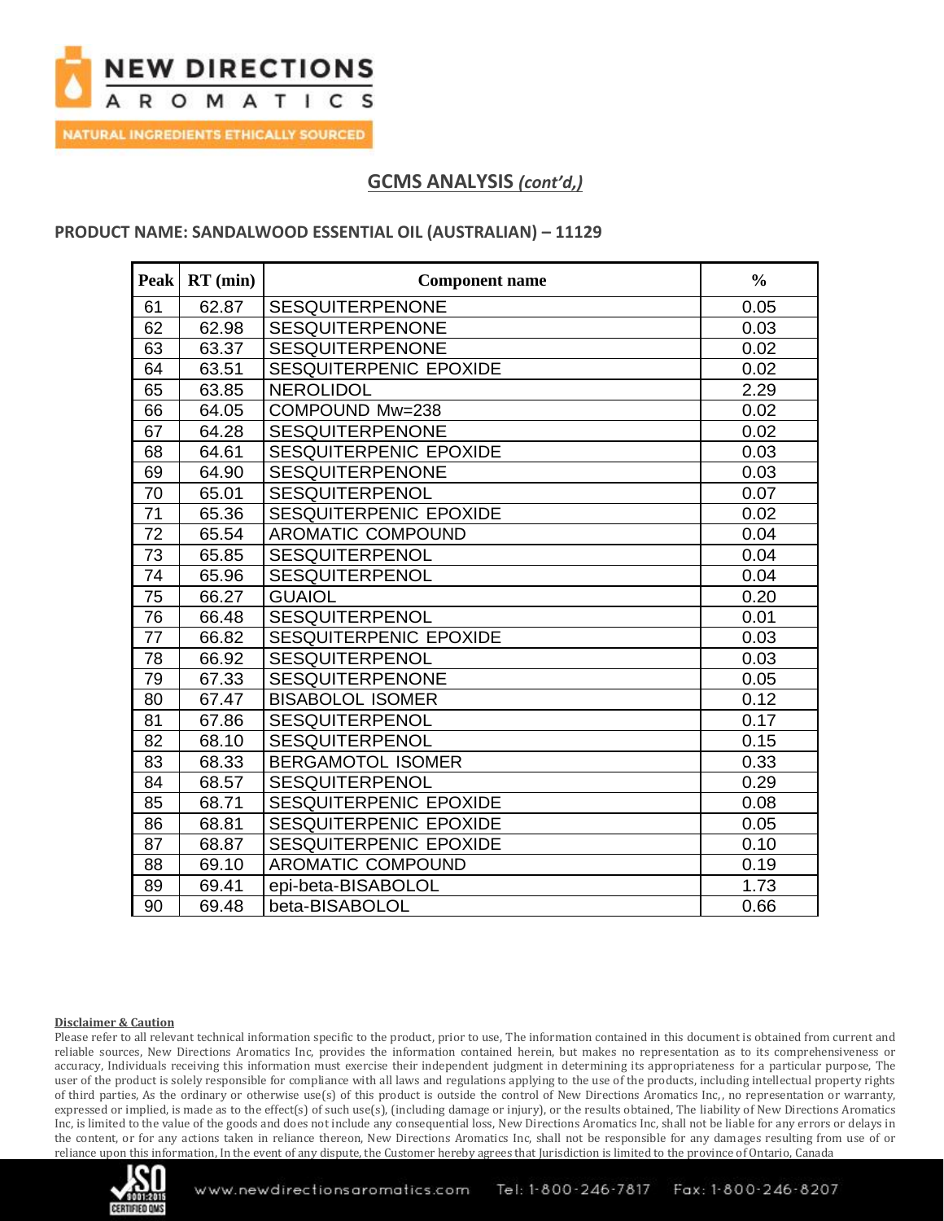## GCMS ANALYSIS *(cont'd,)*

**PRODUCT NAME: SANDALWOOD ESSENTIAL OIL (AUSTRALIAN) – 11129**

| Peak | RT (min) | Component name | % |
|---|---|---|---|
| 61 | 62.87 | SESQUITERPENONE | 0.05 |
| 62 | 62.98 | SESQUITERPENONE | 0.03 |
| 63 | 63.37 | SESQUITERPENONE | 0.02 |
| 64 | 63.51 | SESQUITERPENIC EPOXIDE | 0.02 |
| 65 | 63.85 | NEROLIDOL | 2.29 |
| 66 | 64.05 | COMPOUND Mw=238 | 0.02 |
| 67 | 64.28 | SESQUITERPENONE | 0.02 |
| 68 | 64.61 | SESQUITERPENIC EPOXIDE | 0.03 |
| 69 | 64.90 | SESQUITERPENONE | 0.03 |
| 70 | 65.01 | SESQUITERPENOL | 0.07 |
| 71 | 65.36 | SESQUITERPENIC EPOXIDE | 0.02 |
| 72 | 65.54 | AROMATIC COMPOUND | 0.04 |
| 73 | 65.85 | SESQUITERPENOL | 0.04 |
| 74 | 65.96 | SESQUITERPENOL | 0.04 |
| 75 | 66.27 | GUAIOL | 0.20 |
| 76 | 66.48 | SESQUITERPENOL | 0.01 |
| 77 | 66.82 | SESQUITERPENIC EPOXIDE | 0.03 |
| 78 | 66.92 | SESQUITERPENOL | 0.03 |
| 79 | 67.33 | SESQUITERPENONE | 0.05 |
| 80 | 67.47 | BISABOLOL ISOMER | 0.12 |
| 81 | 67.86 | SESQUITERPENOL | 0.17 |
| 82 | 68.10 | SESQUITERPENOL | 0.15 |
| 83 | 68.33 | BERGAMOTOL ISOMER | 0.33 |
| 84 | 68.57 | SESQUITERPENOL | 0.29 |
| 85 | 68.71 | SESQUITERPENIC EPOXIDE | 0.08 |
| 86 | 68.81 | SESQUITERPENIC EPOXIDE | 0.05 |
| 87 | 68.87 | SESQUITERPENIC EPOXIDE | 0.10 |
| 88 | 69.10 | AROMATIC COMPOUND | 0.19 |
| 89 | 69.41 | epi-beta-BISABOLOL | 1.73 |
| 90 | 69.48 | beta-BISABOLOL | 0.66 |

**Disclaimer & Caution**

Please refer to all relevant technical information specific to the product, prior to use, The information contained in this document is obtained from current and reliable sources, New Directions Aromatics Inc, provides the information contained herein, but makes no representation as to its comprehensiveness or accuracy, Individuals receiving this information must exercise their independent judgment in determining its appropriateness for a particular purpose, The user of the product is solely responsible for compliance with all laws and regulations applying to the use of the products, including intellectual property rights of third parties, As the ordinary or otherwise use(s) of this product is outside the control of New Directions Aromatics Inc,, no representation or warranty, expressed or implied, is made as to the effect(s) of such use(s), (including damage or injury), or the results obtained, The liability of New Directions Aromatics Inc, is limited to the value of the goods and does not include any consequential loss, New Directions Aromatics Inc, shall not be liable for any errors or delays in the content, or for any actions taken in reliance thereon, New Directions Aromatics Inc, shall not be responsible for any damages resulting from use of or reliance upon this information, In the event of any dispute, the Customer hereby agrees that Jurisdiction is limited to the province of Ontario, Canada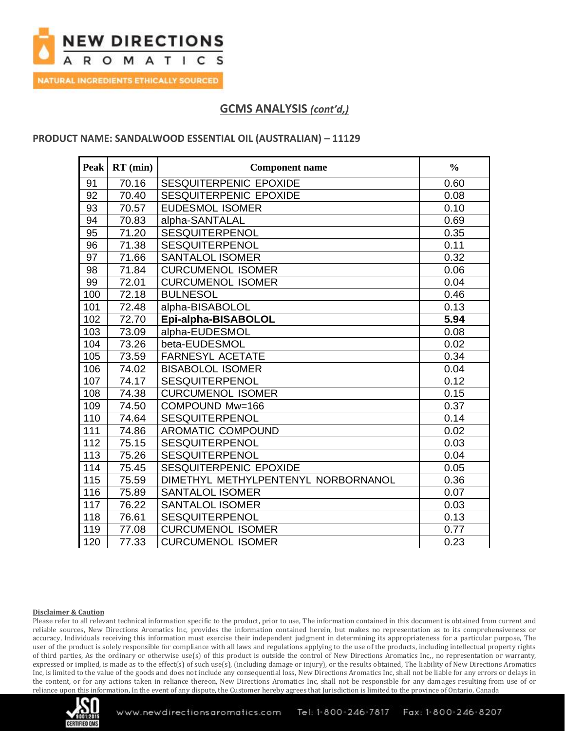## GCMS ANALYSIS *(cont'd,)*

**PRODUCT NAME: SANDALWOOD ESSENTIAL OIL (AUSTRALIAN) – 11129**

| Peak | RT (min) | Component name | % |
|---|---|---|---|
| 91 | 70.16 | SESQUITERPENIC EPOXIDE | 0.60 |
| 92 | 70.40 | SESQUITERPENIC EPOXIDE | 0.08 |
| 93 | 70.57 | EUDESMOL ISOMER | 0.10 |
| 94 | 70.83 | alpha-SANTALAL | 0.69 |
| 95 | 71.20 | SESQUITERPENOL | 0.35 |
| 96 | 71.38 | SESQUITERPENOL | 0.11 |
| 97 | 71.66 | SANTALOL ISOMER | 0.32 |
| 98 | 71.84 | CURCUMENOL ISOMER | 0.06 |
| 99 | 72.01 | CURCUMENOL ISOMER | 0.04 |
| 100 | 72.18 | BULNESOL | 0.46 |
| 101 | 72.48 | alpha-BISABOLOL | 0.13 |
| 102 | 72.70 | **Epi-alpha-BISABOLOL** | **5.94** |
| 103 | 73.09 | alpha-EUDESMOL | 0.08 |
| 104 | 73.26 | beta-EUDESMOL | 0.02 |
| 105 | 73.59 | FARNESYL ACETATE | 0.34 |
| 106 | 74.02 | BISABOLOL ISOMER | 0.04 |
| 107 | 74.17 | SESQUITERPENOL | 0.12 |
| 108 | 74.38 | CURCUMENOL ISOMER | 0.15 |
| 109 | 74.50 | COMPOUND Mw=166 | 0.37 |
| 110 | 74.64 | SESQUITERPENOL | 0.14 |
| 111 | 74.86 | AROMATIC COMPOUND | 0.02 |
| 112 | 75.15 | SESQUITERPENOL | 0.03 |
| 113 | 75.26 | SESQUITERPENOL | 0.04 |
| 114 | 75.45 | SESQUITERPENIC EPOXIDE | 0.05 |
| 115 | 75.59 | DIMETHYL METHYLPENTENYL NORBORNANOL | 0.36 |
| 116 | 75.89 | SANTALOL ISOMER | 0.07 |
| 117 | 76.22 | SANTALOL ISOMER | 0.03 |
| 118 | 76.61 | SESQUITERPENOL | 0.13 |
| 119 | 77.08 | CURCUMENOL ISOMER | 0.77 |
| 120 | 77.33 | CURCUMENOL ISOMER | 0.23 |

**Disclaimer & Caution**

Please refer to all relevant technical information specific to the product, prior to use, The information contained in this document is obtained from current and reliable sources, New Directions Aromatics Inc, provides the information contained herein, but makes no representation as to its comprehensiveness or accuracy, Individuals receiving this information must exercise their independent judgment in determining its appropriateness for a particular purpose, The user of the product is solely responsible for compliance with all laws and regulations applying to the use of the products, including intellectual property rights of third parties, As the ordinary or otherwise use(s) of this product is outside the control of New Directions Aromatics Inc,, no representation or warranty, expressed or implied, is made as to the effect(s) of such use(s), (including damage or injury), or the results obtained, The liability of New Directions Aromatics Inc, is limited to the value of the goods and does not include any consequential loss, New Directions Aromatics Inc, shall not be liable for any errors or delays in the content, or for any actions taken in reliance thereon, New Directions Aromatics Inc, shall not be responsible for any damages resulting from use of or reliance upon this information, In the event of any dispute, the Customer hereby agrees that Jurisdiction is limited to the province of Ontario, Canada

www.newdirectionsaromatics.com Tel: 1-800-246-7817 Fax: 1-800-246-8207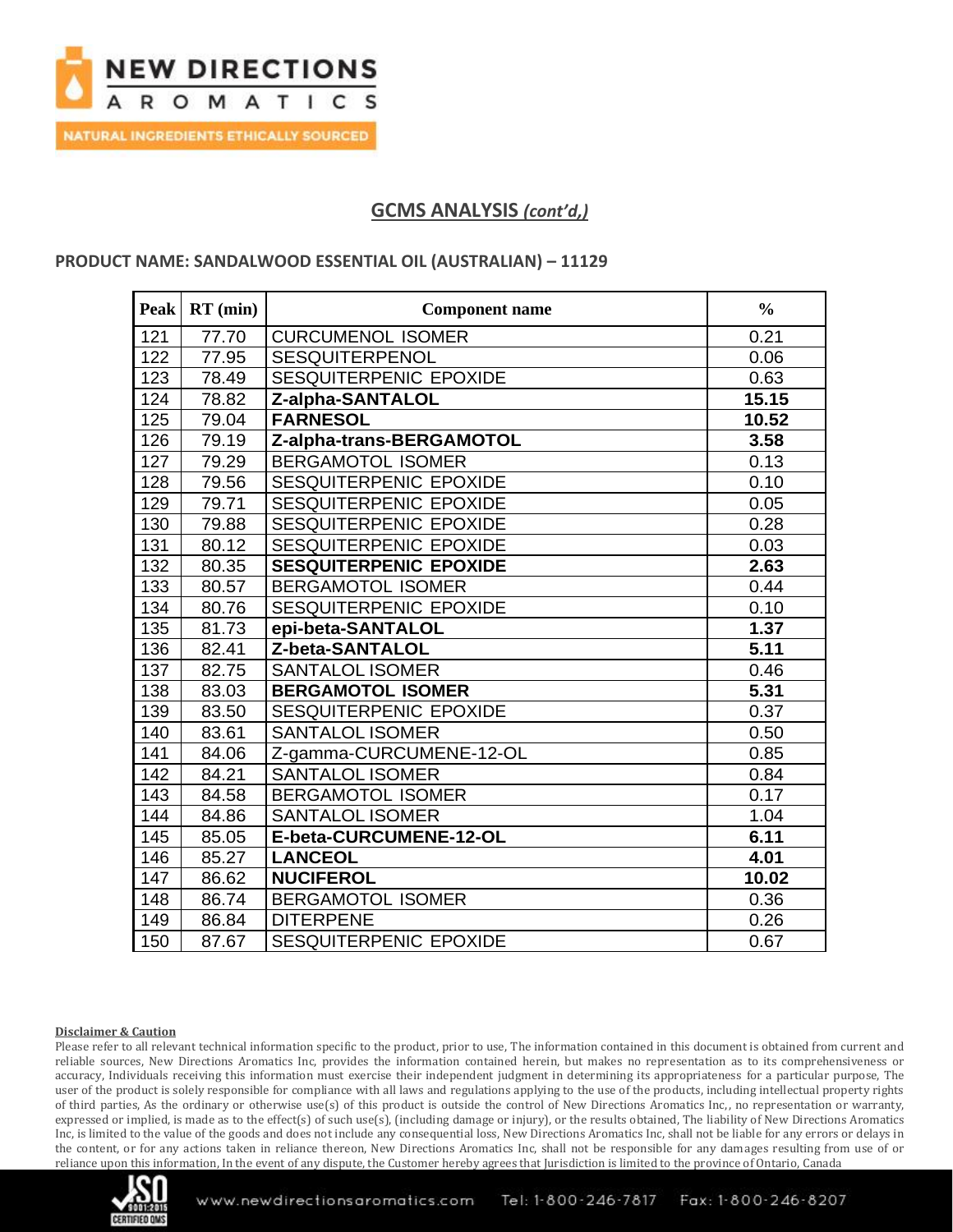# NEW DIRECTIONS AROMATICS

NATURAL INGREDIENTS ETHICALLY SOURCED

## GCMS ANALYSIS *(cont'd,)*

**PRODUCT NAME: SANDALWOOD ESSENTIAL OIL (AUSTRALIAN) – 11129**

| Peak | RT (min) | Component name | % |
|---|---|---|---|
| 121 | 77.70 | CURCUMENOL ISOMER | 0.21 |
| 122 | 77.95 | SESQUITERPENOL | 0.06 |
| 123 | 78.49 | SESQUITERPENIC EPOXIDE | 0.63 |
| 124 | 78.82 | **Z-alpha-SANTALOL** | **15.15** |
| 125 | 79.04 | **FARNESOL** | **10.52** |
| 126 | 79.19 | **Z-alpha-trans-BERGAMOTOL** | **3.58** |
| 127 | 79.29 | BERGAMOTOL ISOMER | 0.13 |
| 128 | 79.56 | SESQUITERPENIC EPOXIDE | 0.10 |
| 129 | 79.71 | SESQUITERPENIC EPOXIDE | 0.05 |
| 130 | 79.88 | SESQUITERPENIC EPOXIDE | 0.28 |
| 131 | 80.12 | SESQUITERPENIC EPOXIDE | 0.03 |
| 132 | 80.35 | **SESQUITERPENIC EPOXIDE** | **2.63** |
| 133 | 80.57 | BERGAMOTOL ISOMER | 0.44 |
| 134 | 80.76 | SESQUITERPENIC EPOXIDE | 0.10 |
| 135 | 81.73 | **epi-beta-SANTALOL** | **1.37** |
| 136 | 82.41 | **Z-beta-SANTALOL** | **5.11** |
| 137 | 82.75 | SANTALOL ISOMER | 0.46 |
| 138 | 83.03 | **BERGAMOTOL ISOMER** | **5.31** |
| 139 | 83.50 | SESQUITERPENIC EPOXIDE | 0.37 |
| 140 | 83.61 | SANTALOL ISOMER | 0.50 |
| 141 | 84.06 | Z-gamma-CURCUMENE-12-OL | 0.85 |
| 142 | 84.21 | SANTALOL ISOMER | 0.84 |
| 143 | 84.58 | BERGAMOTOL ISOMER | 0.17 |
| 144 | 84.86 | SANTALOL ISOMER | 1.04 |
| 145 | 85.05 | **E-beta-CURCUMENE-12-OL** | **6.11** |
| 146 | 85.27 | **LANCEOL** | **4.01** |
| 147 | 86.62 | **NUCIFEROL** | **10.02** |
| 148 | 86.74 | BERGAMOTOL ISOMER | 0.36 |
| 149 | 86.84 | DITERPENE | 0.26 |
| 150 | 87.67 | SESQUITERPENIC EPOXIDE | 0.67 |

**Disclaimer & Caution**

Please refer to all relevant technical information specific to the product, prior to use, The information contained in this document is obtained from current and reliable sources, New Directions Aromatics Inc, provides the information contained herein, but makes no representation as to its comprehensiveness or accuracy, Individuals receiving this information must exercise their independent judgment in determining its appropriateness for a particular purpose, The user of the product is solely responsible for compliance with all laws and regulations applying to the use of the products, including intellectual property rights of third parties, As the ordinary or otherwise use(s) of this product is outside the control of New Directions Aromatics Inc,, no representation or warranty, expressed or implied, is made as to the effect(s) of such use(s), (including damage or injury), or the results obtained, The liability of New Directions Aromatics Inc, is limited to the value of the goods and does not include any consequential loss, New Directions Aromatics Inc, shall not be liable for any errors or delays in the content, or for any actions taken in reliance thereon, New Directions Aromatics Inc, shall not be responsible for any damages resulting from use of or reliance upon this information, In the event of any dispute, the Customer hereby agrees that Jurisdiction is limited to the province of Ontario, Canada

www.newdirectionsaromatics.com Tel: 1-800-246-7817 Fax: 1-800-246-8207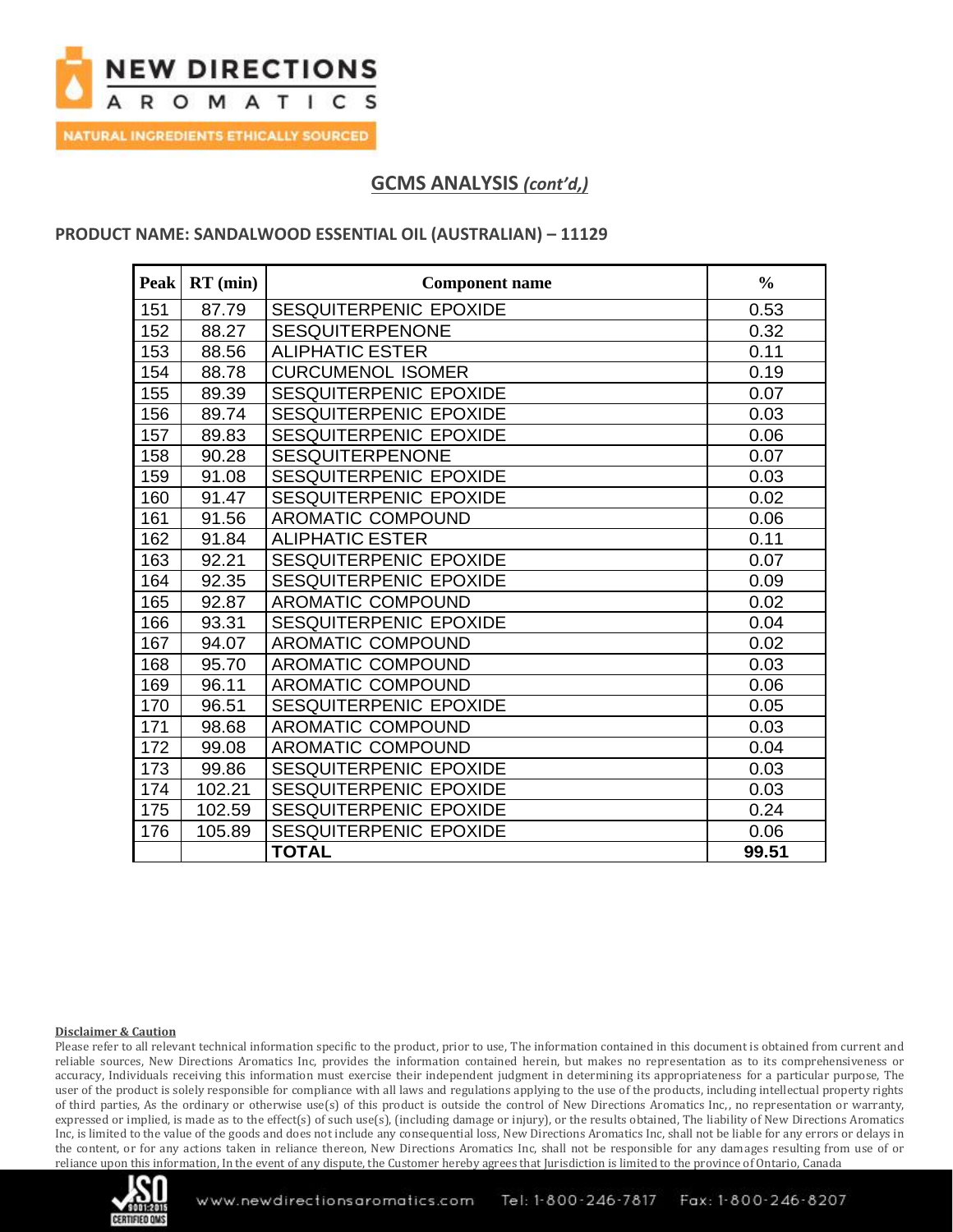## GCMS ANALYSIS *(cont'd,)*

**PRODUCT NAME: SANDALWOOD ESSENTIAL OIL (AUSTRALIAN) – 11129**

| Peak | RT (min) | Component name | % |
|---|---|---|---|
| 151 | 87.79 | SESQUITERPENIC EPOXIDE | 0.53 |
| 152 | 88.27 | SESQUITERPENONE | 0.32 |
| 153 | 88.56 | ALIPHATIC ESTER | 0.11 |
| 154 | 88.78 | CURCUMENOL ISOMER | 0.19 |
| 155 | 89.39 | SESQUITERPENIC EPOXIDE | 0.07 |
| 156 | 89.74 | SESQUITERPENIC EPOXIDE | 0.03 |
| 157 | 89.83 | SESQUITERPENIC EPOXIDE | 0.06 |
| 158 | 90.28 | SESQUITERPENONE | 0.07 |
| 159 | 91.08 | SESQUITERPENIC EPOXIDE | 0.03 |
| 160 | 91.47 | SESQUITERPENIC EPOXIDE | 0.02 |
| 161 | 91.56 | AROMATIC COMPOUND | 0.06 |
| 162 | 91.84 | ALIPHATIC ESTER | 0.11 |
| 163 | 92.21 | SESQUITERPENIC EPOXIDE | 0.07 |
| 164 | 92.35 | SESQUITERPENIC EPOXIDE | 0.09 |
| 165 | 92.87 | AROMATIC COMPOUND | 0.02 |
| 166 | 93.31 | SESQUITERPENIC EPOXIDE | 0.04 |
| 167 | 94.07 | AROMATIC COMPOUND | 0.02 |
| 168 | 95.70 | AROMATIC COMPOUND | 0.03 |
| 169 | 96.11 | AROMATIC COMPOUND | 0.06 |
| 170 | 96.51 | SESQUITERPENIC EPOXIDE | 0.05 |
| 171 | 98.68 | AROMATIC COMPOUND | 0.03 |
| 172 | 99.08 | AROMATIC COMPOUND | 0.04 |
| 173 | 99.86 | SESQUITERPENIC EPOXIDE | 0.03 |
| 174 | 102.21 | SESQUITERPENIC EPOXIDE | 0.03 |
| 175 | 102.59 | SESQUITERPENIC EPOXIDE | 0.24 |
| 176 | 105.89 | SESQUITERPENIC EPOXIDE | 0.06 |
| | | **TOTAL** | **99.51** |

**Disclaimer & Caution**

Please refer to all relevant technical information specific to the product, prior to use, The information contained in this document is obtained from current and reliable sources, New Directions Aromatics Inc, provides the information contained herein, but makes no representation as to its comprehensiveness or accuracy, Individuals receiving this information must exercise their independent judgment in determining its appropriateness for a particular purpose, The user of the product is solely responsible for compliance with all laws and regulations applying to the use of the products, including intellectual property rights of third parties, As the ordinary or otherwise use(s) of this product is outside the control of New Directions Aromatics Inc,, no representation or warranty, expressed or implied, is made as to the effect(s) of such use(s), (including damage or injury), or the results obtained, The liability of New Directions Aromatics Inc, is limited to the value of the goods and does not include any consequential loss, New Directions Aromatics Inc, shall not be liable for any errors or delays in the content, or for any actions taken in reliance thereon, New Directions Aromatics Inc, shall not be responsible for any damages resulting from use of or reliance upon this information, In the event of any dispute, the Customer hereby agrees that Jurisdiction is limited to the province of Ontario, Canada